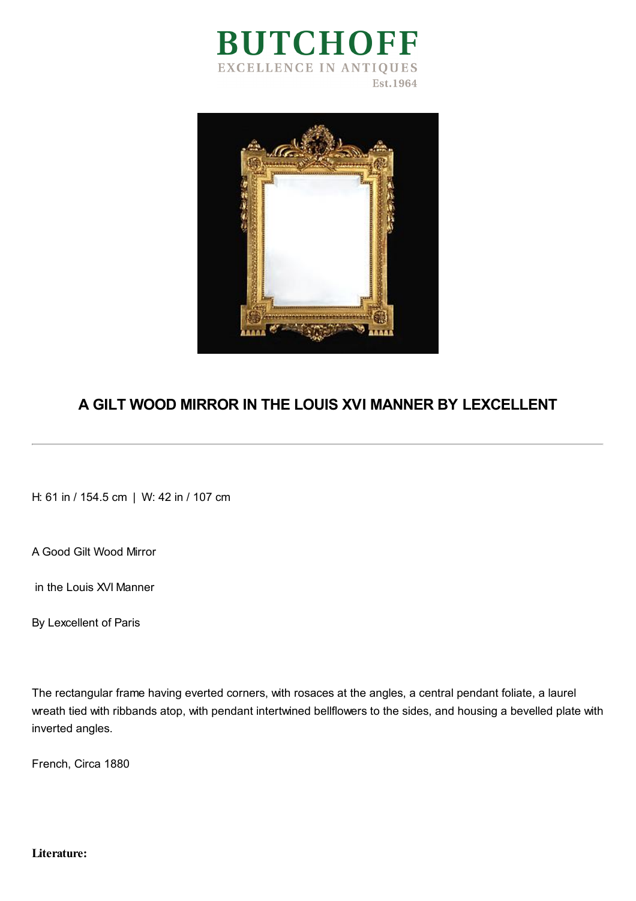# BUTCHOFF

EXCELLENCE IN ANTIQUES

Est.1964

## A GILT WOOD MIRROR IN THE LOUIS XVI MANNER BY LEXCELLENT

---

H: 61 in / 154.5 cm | W: 42 in / 107 cm

A Good Gilt Wood Mirror

in the Louis XVI Manner

By Lexcellent of Paris

The rectangular frame having everted corners, with rosaces at the angles, a central pendant foliate, a laurel wreath tied with ribbands atop, with pendant intertwined bellflowers to the sides, and housing a bevelled plate with inverted angles.

French, Circa 1880

**Literature:**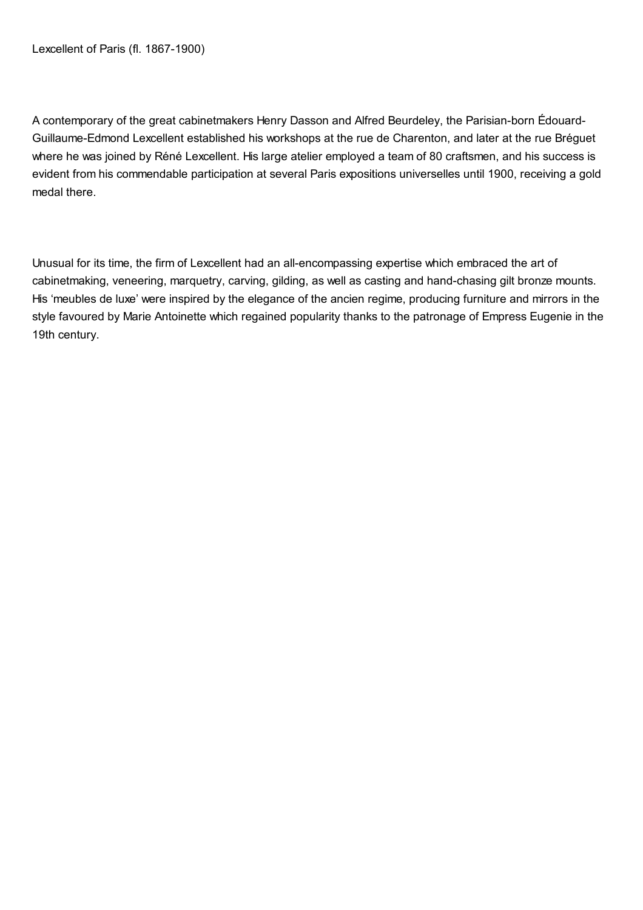Lexcellent of Paris (fl. 1867-1900)

A contemporary of the great cabinetmakers Henry Dasson and Alfred Beurdeley, the Parisian-born Édouard-Guillaume-Edmond Lexcellent established his workshops at the rue de Charenton, and later at the rue Bréguet where he was joined by Réné Lexcellent. His large atelier employed a team of 80 craftsmen, and his success is evident from his commendable participation at several Paris expositions universelles until 1900, receiving a gold medal there.

Unusual for its time, the firm of Lexcellent had an all-encompassing expertise which embraced the art of cabinetmaking, veneering, marquetry, carving, gilding, as well as casting and hand-chasing gilt bronze mounts. His 'meubles de luxe' were inspired by the elegance of the ancien regime, producing furniture and mirrors in the style favoured by Marie Antoinette which regained popularity thanks to the patronage of Empress Eugenie in the 19th century.